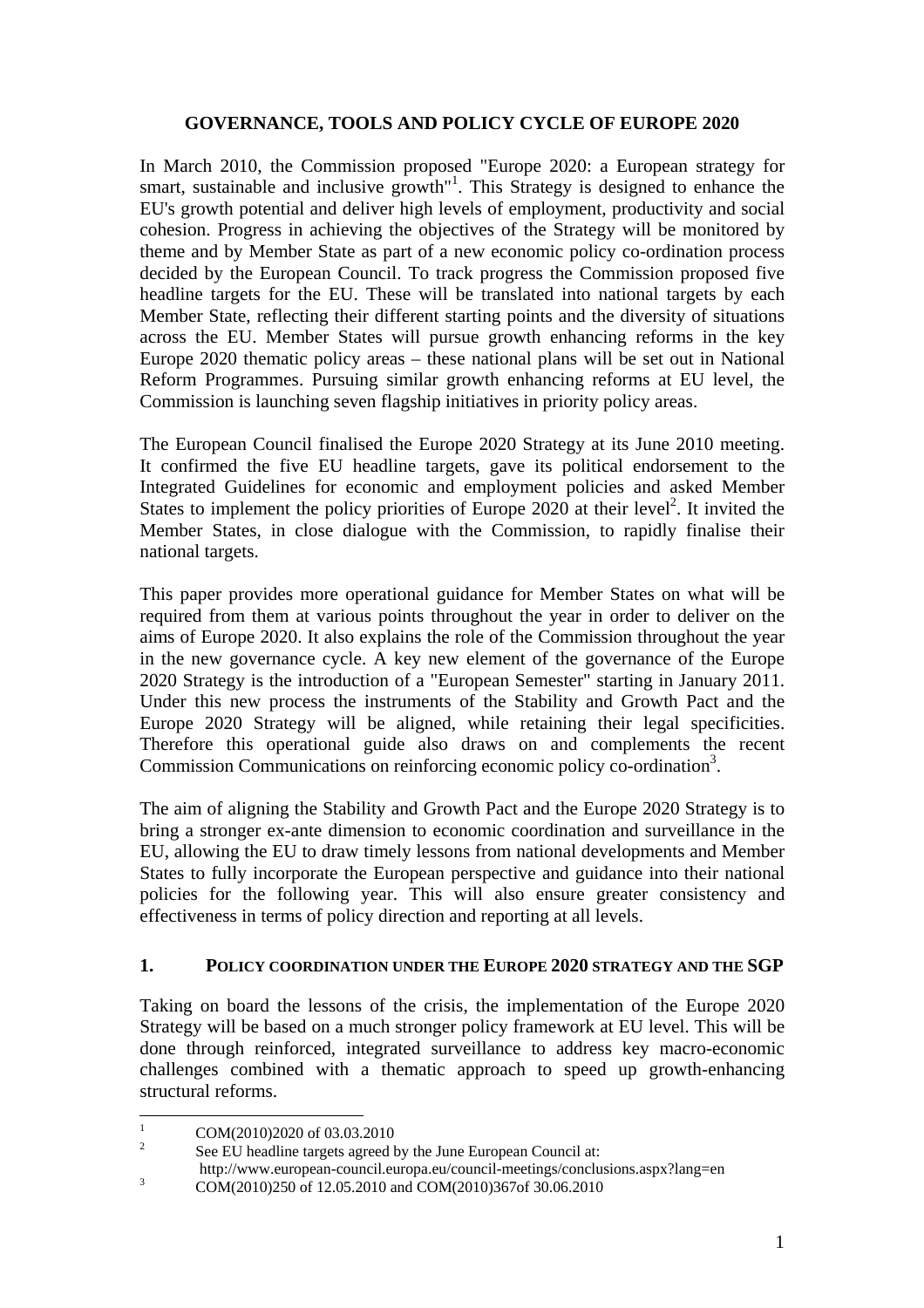# GOVERNANCE, TOOLS AND POLICY CYCLE OF EUROPE 2020

In March 2010, the Commission proposed "Europe 2020: a European strategy for smart, sustainable and inclusive growth"[1]. This Strategy is designed to enhance the EU's growth potential and deliver high levels of employment, productivity and social cohesion. Progress in achieving the objectives of the Strategy will be monitored by theme and by Member State as part of a new economic policy co-ordination process decided by the European Council. To track progress the Commission proposed five headline targets for the EU. These will be translated into national targets by each Member State, reflecting their different starting points and the diversity of situations across the EU. Member States will pursue growth enhancing reforms in the key Europe 2020 thematic policy areas – these national plans will be set out in National Reform Programmes. Pursuing similar growth enhancing reforms at EU level, the Commission is launching seven flagship initiatives in priority policy areas.

The European Council finalised the Europe 2020 Strategy at its June 2010 meeting. It confirmed the five EU headline targets, gave its political endorsement to the Integrated Guidelines for economic and employment policies and asked Member States to implement the policy priorities of Europe 2020 at their level[2]. It invited the Member States, in close dialogue with the Commission, to rapidly finalise their national targets.

This paper provides more operational guidance for Member States on what will be required from them at various points throughout the year in order to deliver on the aims of Europe 2020. It also explains the role of the Commission throughout the year in the new governance cycle. A key new element of the governance of the Europe 2020 Strategy is the introduction of a "European Semester" starting in January 2011. Under this new process the instruments of the Stability and Growth Pact and the Europe 2020 Strategy will be aligned, while retaining their legal specificities. Therefore this operational guide also draws on and complements the recent Commission Communications on reinforcing economic policy co-ordination[3].

The aim of aligning the Stability and Growth Pact and the Europe 2020 Strategy is to bring a stronger ex-ante dimension to economic coordination and surveillance in the EU, allowing the EU to draw timely lessons from national developments and Member States to fully incorporate the European perspective and guidance into their national policies for the following year. This will also ensure greater consistency and effectiveness in terms of policy direction and reporting at all levels.

## 1. POLICY COORDINATION UNDER THE EUROPE 2020 STRATEGY AND THE SGP

Taking on board the lessons of the crisis, the implementation of the Europe 2020 Strategy will be based on a much stronger policy framework at EU level. This will be done through reinforced, integrated surveillance to address key macro-economic challenges combined with a thematic approach to speed up growth-enhancing structural reforms.

---

[1] COM(2010)2020 of 03.03.2010

[2] See EU headline targets agreed by the June European Council at: http://www.european-council.europa.eu/council-meetings/conclusions.aspx?lang=en

[3] COM(2010)250 of 12.05.2010 and COM(2010)367of 30.06.2010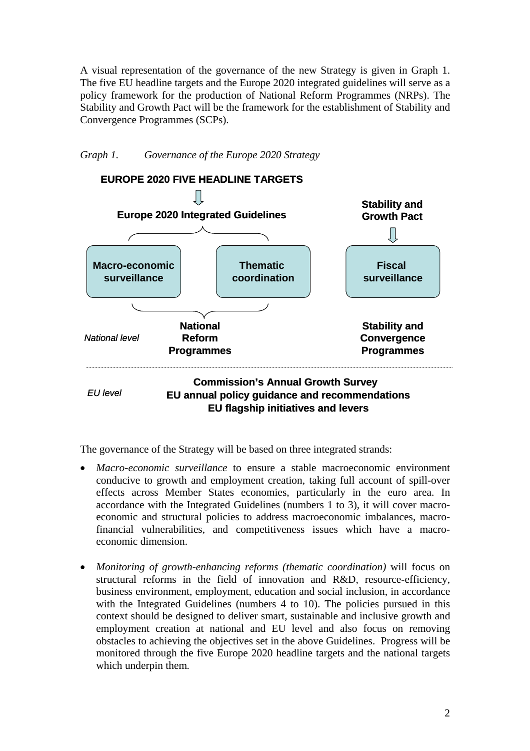A visual representation of the governance of the new Strategy is given in Graph 1. The five EU headline targets and the Europe 2020 integrated guidelines will serve as a policy framework for the production of National Reform Programmes (NRPs). The Stability and Growth Pact will be the framework for the establishment of Stability and Convergence Programmes (SCPs).

*Graph 1. Governance of the Europe 2020 Strategy*

**EUROPE 2020 FIVE HEADLINE TARGETS**

↓

**Europe 2020 Integrated Guidelines**

**Stability and Growth Pact**

↓

**Macro-economic surveillance** | **Thematic coordination** | **Fiscal surveillance**

*National level* — **National Reform Programmes** | **Stability and Convergence Programmes**

*EU level* — **Commission's Annual Growth Survey**
**EU annual policy guidance and recommendations**
**EU flagship initiatives and levers**

The governance of the Strategy will be based on three integrated strands:

- *Macro-economic surveillance* to ensure a stable macroeconomic environment conducive to growth and employment creation, taking full account of spill-over effects across Member States economies, particularly in the euro area. In accordance with the Integrated Guidelines (numbers 1 to 3), it will cover macro-economic and structural policies to address macroeconomic imbalances, macro-financial vulnerabilities, and competitiveness issues which have a macro-economic dimension.

- *Monitoring of growth-enhancing reforms (thematic coordination)* will focus on structural reforms in the field of innovation and R&D, resource-efficiency, business environment, employment, education and social inclusion, in accordance with the Integrated Guidelines (numbers 4 to 10). The policies pursued in this context should be designed to deliver smart, sustainable and inclusive growth and employment creation at national and EU level and also focus on removing obstacles to achieving the objectives set in the above Guidelines. Progress will be monitored through the five Europe 2020 headline targets and the national targets which underpin them.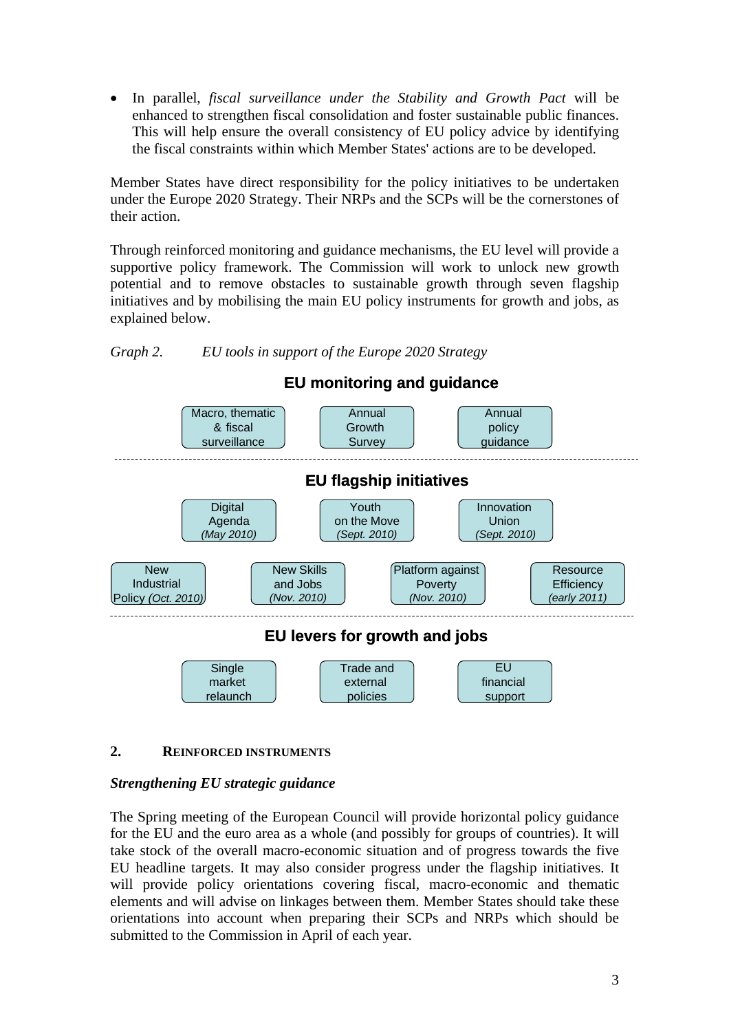- In parallel, *fiscal surveillance under the Stability and Growth Pact* will be enhanced to strengthen fiscal consolidation and foster sustainable public finances. This will help ensure the overall consistency of EU policy advice by identifying the fiscal constraints within which Member States' actions are to be developed.

Member States have direct responsibility for the policy initiatives to be undertaken under the Europe 2020 Strategy. Their NRPs and the SCPs will be the cornerstones of their action.

Through reinforced monitoring and guidance mechanisms, the EU level will provide a supportive policy framework. The Commission will work to unlock new growth potential and to remove obstacles to sustainable growth through seven flagship initiatives and by mobilising the main EU policy instruments for growth and jobs, as explained below.

*Graph 2. EU tools in support of the Europe 2020 Strategy*

**EU monitoring and guidance**

- Macro, thematic & fiscal surveillance
- Annual Growth Survey
- Annual policy guidance

**EU flagship initiatives**

- Digital Agenda *(May 2010)*
- Youth on the Move *(Sept. 2010)*
- Innovation Union *(Sept. 2010)*
- New Industrial Policy *(Oct. 2010)*
- New Skills and Jobs *(Nov. 2010)*
- Platform against Poverty *(Nov. 2010)*
- Resource Efficiency *(early 2011)*

**EU levers for growth and jobs**

- Single market relaunch
- Trade and external policies
- EU financial support

## 2. Reinforced instruments

***Strengthening EU strategic guidance***

The Spring meeting of the European Council will provide horizontal policy guidance for the EU and the euro area as a whole (and possibly for groups of countries). It will take stock of the overall macro-economic situation and of progress towards the five EU headline targets. It may also consider progress under the flagship initiatives. It will provide policy orientations covering fiscal, macro-economic and thematic elements and will advise on linkages between them. Member States should take these orientations into account when preparing their SCPs and NRPs which should be submitted to the Commission in April of each year.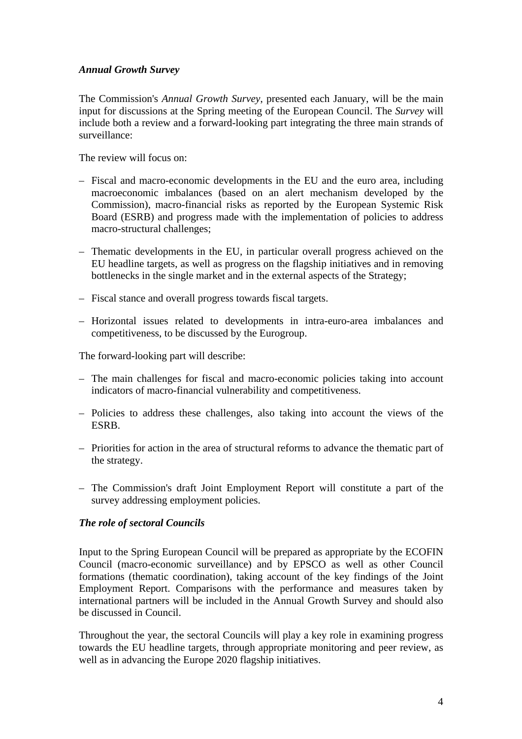### *Annual Growth Survey*

The Commission's *Annual Growth Survey*, presented each January, will be the main input for discussions at the Spring meeting of the European Council. The *Survey* will include both a review and a forward-looking part integrating the three main strands of surveillance:

The review will focus on:

– Fiscal and macro-economic developments in the EU and the euro area, including macroeconomic imbalances (based on an alert mechanism developed by the Commission), macro-financial risks as reported by the European Systemic Risk Board (ESRB) and progress made with the implementation of policies to address macro-structural challenges;

– Thematic developments in the EU, in particular overall progress achieved on the EU headline targets, as well as progress on the flagship initiatives and in removing bottlenecks in the single market and in the external aspects of the Strategy;

– Fiscal stance and overall progress towards fiscal targets.

– Horizontal issues related to developments in intra-euro-area imbalances and competitiveness, to be discussed by the Eurogroup.

The forward-looking part will describe:

– The main challenges for fiscal and macro-economic policies taking into account indicators of macro-financial vulnerability and competitiveness.

– Policies to address these challenges, also taking into account the views of the ESRB.

– Priorities for action in the area of structural reforms to advance the thematic part of the strategy.

– The Commission's draft Joint Employment Report will constitute a part of the survey addressing employment policies.

### *The role of sectoral Councils*

Input to the Spring European Council will be prepared as appropriate by the ECOFIN Council (macro-economic surveillance) and by EPSCO as well as other Council formations (thematic coordination), taking account of the key findings of the Joint Employment Report. Comparisons with the performance and measures taken by international partners will be included in the Annual Growth Survey and should also be discussed in Council.

Throughout the year, the sectoral Councils will play a key role in examining progress towards the EU headline targets, through appropriate monitoring and peer review, as well as in advancing the Europe 2020 flagship initiatives.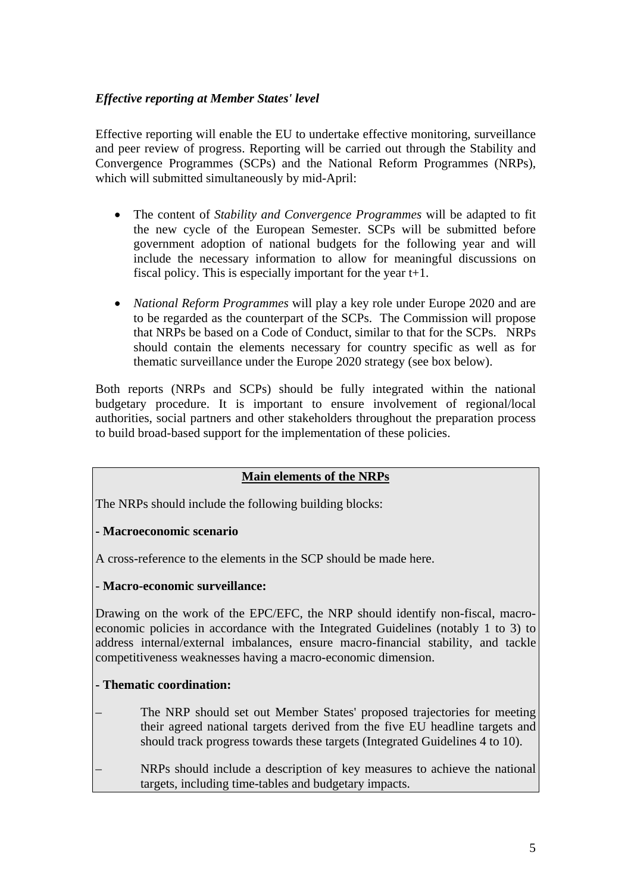***Effective reporting at Member States' level***

Effective reporting will enable the EU to undertake effective monitoring, surveillance and peer review of progress. Reporting will be carried out through the Stability and Convergence Programmes (SCPs) and the National Reform Programmes (NRPs), which will submitted simultaneously by mid-April:

- The content of *Stability and Convergence Programmes* will be adapted to fit the new cycle of the European Semester. SCPs will be submitted before government adoption of national budgets for the following year and will include the necessary information to allow for meaningful discussions on fiscal policy. This is especially important for the year t+1.

- *National Reform Programmes* will play a key role under Europe 2020 and are to be regarded as the counterpart of the SCPs. The Commission will propose that NRPs be based on a Code of Conduct, similar to that for the SCPs. NRPs should contain the elements necessary for country specific as well as for thematic surveillance under the Europe 2020 strategy (see box below).

Both reports (NRPs and SCPs) should be fully integrated within the national budgetary procedure. It is important to ensure involvement of regional/local authorities, social partners and other stakeholders throughout the preparation process to build broad-based support for the implementation of these policies.

**Main elements of the NRPs**

The NRPs should include the following building blocks:

**- Macroeconomic scenario**

A cross-reference to the elements in the SCP should be made here.

- **Macro-economic surveillance:**

Drawing on the work of the EPC/EFC, the NRP should identify non-fiscal, macro-economic policies in accordance with the Integrated Guidelines (notably 1 to 3) to address internal/external imbalances, ensure macro-financial stability, and tackle competitiveness weaknesses having a macro-economic dimension.

**- Thematic coordination:**

– The NRP should set out Member States' proposed trajectories for meeting their agreed national targets derived from the five EU headline targets and should track progress towards these targets (Integrated Guidelines 4 to 10).

– NRPs should include a description of key measures to achieve the national targets, including time-tables and budgetary impacts.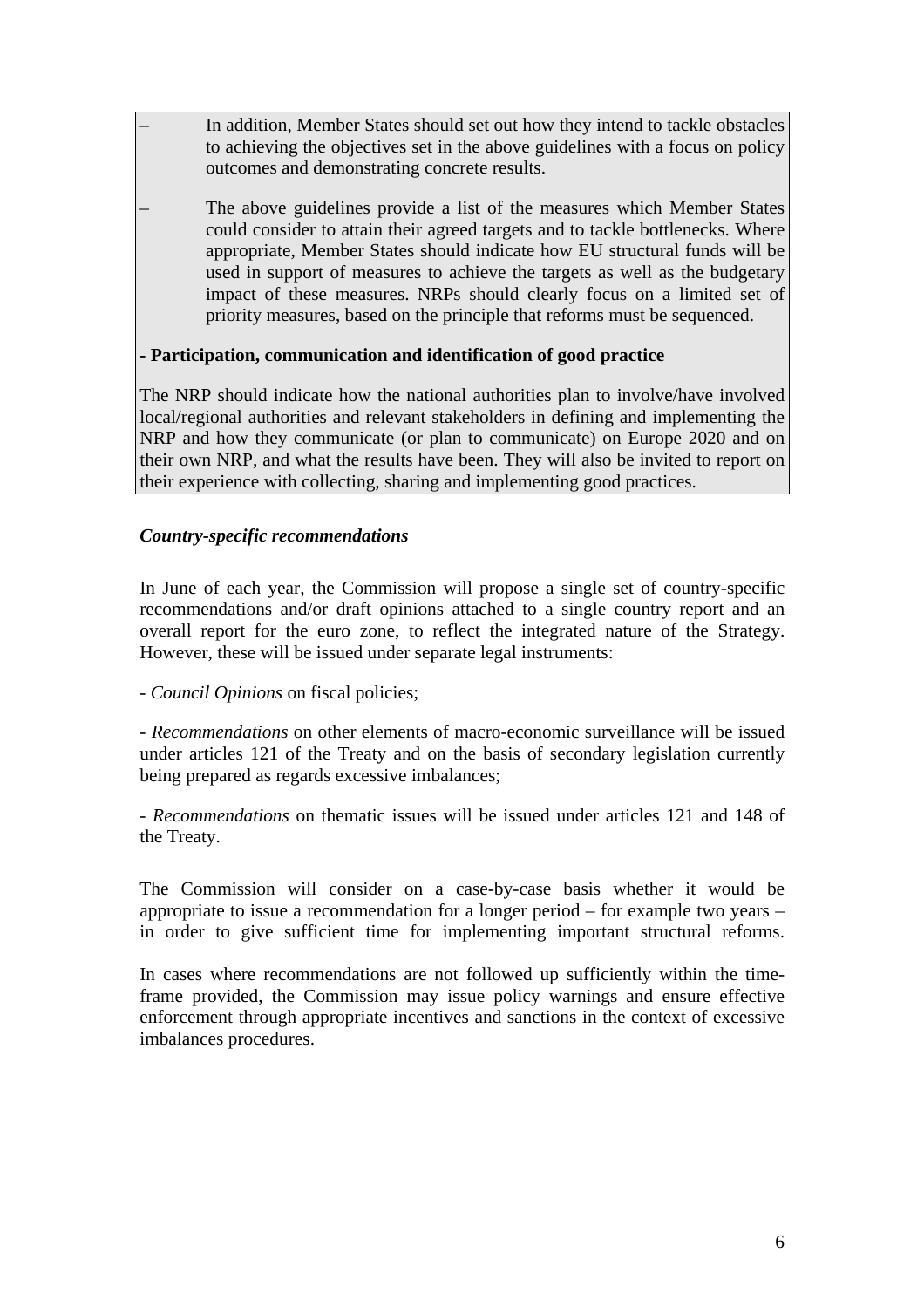– In addition, Member States should set out how they intend to tackle obstacles to achieving the objectives set in the above guidelines with a focus on policy outcomes and demonstrating concrete results.

– The above guidelines provide a list of the measures which Member States could consider to attain their agreed targets and to tackle bottlenecks. Where appropriate, Member States should indicate how EU structural funds will be used in support of measures to achieve the targets as well as the budgetary impact of these measures. NRPs should clearly focus on a limited set of priority measures, based on the principle that reforms must be sequenced.

**- Participation, communication and identification of good practice**

The NRP should indicate how the national authorities plan to involve/have involved local/regional authorities and relevant stakeholders in defining and implementing the NRP and how they communicate (or plan to communicate) on Europe 2020 and on their own NRP, and what the results have been. They will also be invited to report on their experience with collecting, sharing and implementing good practices.

***Country-specific recommendations***

In June of each year, the Commission will propose a single set of country-specific recommendations and/or draft opinions attached to a single country report and an overall report for the euro zone, to reflect the integrated nature of the Strategy. However, these will be issued under separate legal instruments:

- *Council Opinions* on fiscal policies;

- *Recommendations* on other elements of macro-economic surveillance will be issued under articles 121 of the Treaty and on the basis of secondary legislation currently being prepared as regards excessive imbalances;

- *Recommendations* on thematic issues will be issued under articles 121 and 148 of the Treaty.

The Commission will consider on a case-by-case basis whether it would be appropriate to issue a recommendation for a longer period – for example two years – in order to give sufficient time for implementing important structural reforms.

In cases where recommendations are not followed up sufficiently within the time-frame provided, the Commission may issue policy warnings and ensure effective enforcement through appropriate incentives and sanctions in the context of excessive imbalances procedures.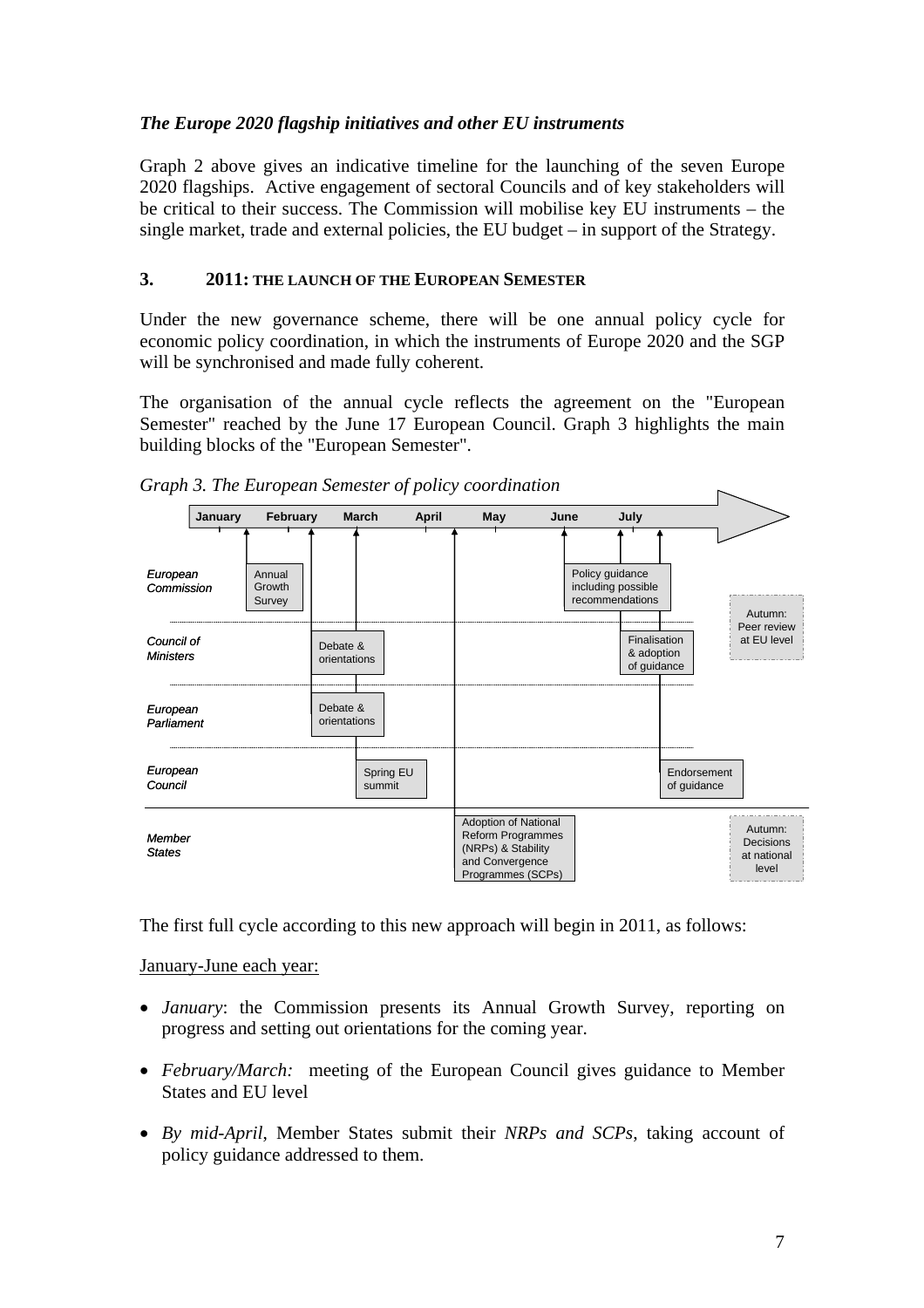*The Europe 2020 flagship initiatives and other EU instruments*

Graph 2 above gives an indicative timeline for the launching of the seven Europe 2020 flagships. Active engagement of sectoral Councils and of key stakeholders will be critical to their success. The Commission will mobilise key EU instruments – the single market, trade and external policies, the EU budget – in support of the Strategy.

## 3. 2011: THE LAUNCH OF THE EUROPEAN SEMESTER

Under the new governance scheme, there will be one annual policy cycle for economic policy coordination, in which the instruments of Europe 2020 and the SGP will be synchronised and made fully coherent.

The organisation of the annual cycle reflects the agreement on the "European Semester" reached by the June 17 European Council. Graph 3 highlights the main building blocks of the "European Semester".

*Graph 3. The European Semester of policy coordination*

| | January | February | March | April | May | June | July | Autumn |
|---|---|---|---|---|---|---|---|---|
| European Commission | | Annual Growth Survey | | | | Policy guidance including possible recommendations | | Autumn: Peer review at EU level |
| Council of Ministers | | | Debate & orientations | | | | Finalisation & adoption of guidance | |
| European Parliament | | | Debate & orientations | | | | | |
| European Council | | | Spring EU summit | | | | Endorsement of guidance | |
| Member States | | | | Adoption of National Reform Programmes (NRPs) & Stability and Convergence Programmes (SCPs) | | | | Autumn: Decisions at national level |

The first full cycle according to this new approach will begin in 2011, as follows:

January-June each year:

- *January*: the Commission presents its Annual Growth Survey, reporting on progress and setting out orientations for the coming year.
- *February/March:* meeting of the European Council gives guidance to Member States and EU level
- *By mid-April*, Member States submit their *NRPs and SCPs*, taking account of policy guidance addressed to them.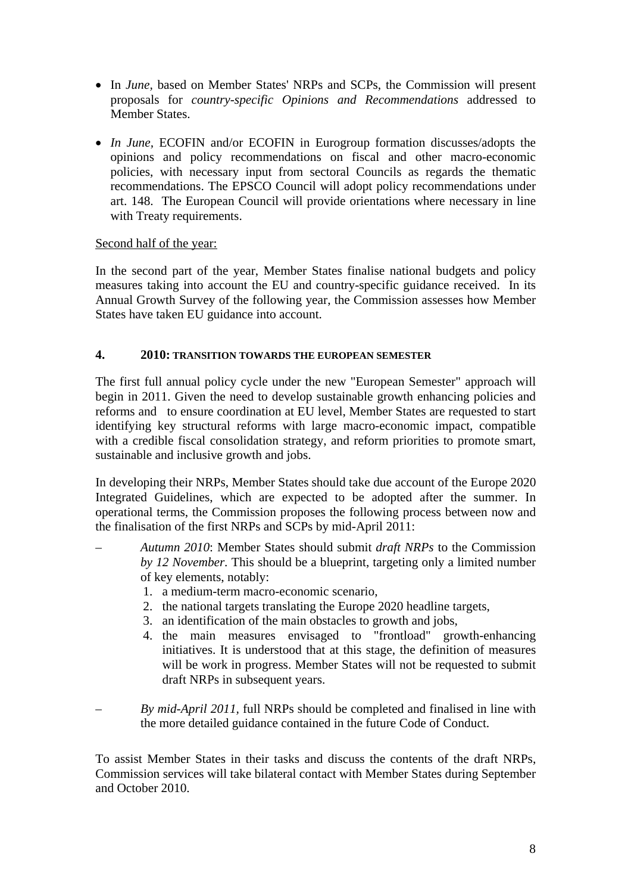- In *June*, based on Member States' NRPs and SCPs, the Commission will present proposals for *country-specific Opinions and Recommendations* addressed to Member States.

- *In June*, ECOFIN and/or ECOFIN in Eurogroup formation discusses/adopts the opinions and policy recommendations on fiscal and other macro-economic policies, with necessary input from sectoral Councils as regards the thematic recommendations. The EPSCO Council will adopt policy recommendations under art. 148. The European Council will provide orientations where necessary in line with Treaty requirements.

Second half of the year:

In the second part of the year, Member States finalise national budgets and policy measures taking into account the EU and country-specific guidance received. In its Annual Growth Survey of the following year, the Commission assesses how Member States have taken EU guidance into account.

## 4. 2010: TRANSITION TOWARDS THE EUROPEAN SEMESTER

The first full annual policy cycle under the new "European Semester" approach will begin in 2011. Given the need to develop sustainable growth enhancing policies and reforms and to ensure coordination at EU level, Member States are requested to start identifying key structural reforms with large macro-economic impact, compatible with a credible fiscal consolidation strategy, and reform priorities to promote smart, sustainable and inclusive growth and jobs.

In developing their NRPs, Member States should take due account of the Europe 2020 Integrated Guidelines, which are expected to be adopted after the summer. In operational terms, the Commission proposes the following process between now and the finalisation of the first NRPs and SCPs by mid-April 2011:

– *Autumn 2010*: Member States should submit *draft NRPs* to the Commission *by 12 November*. This should be a blueprint, targeting only a limited number of key elements, notably:
  1. a medium-term macro-economic scenario,
  2. the national targets translating the Europe 2020 headline targets,
  3. an identification of the main obstacles to growth and jobs,
  4. the main measures envisaged to "frontload" growth-enhancing initiatives. It is understood that at this stage, the definition of measures will be work in progress. Member States will not be requested to submit draft NRPs in subsequent years.

– *By mid-April 2011,* full NRPs should be completed and finalised in line with the more detailed guidance contained in the future Code of Conduct.

To assist Member States in their tasks and discuss the contents of the draft NRPs, Commission services will take bilateral contact with Member States during September and October 2010.